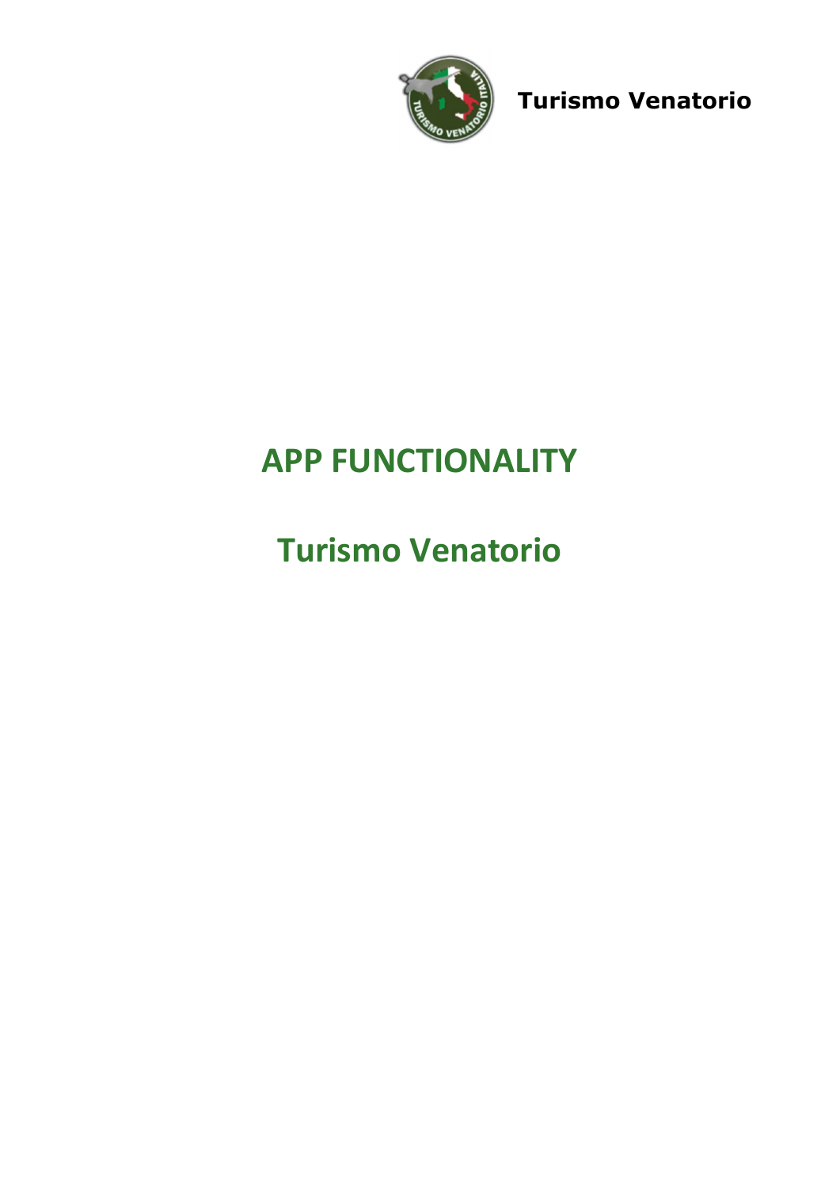# APP FUNCTIONALITY

# Turismo Venatorio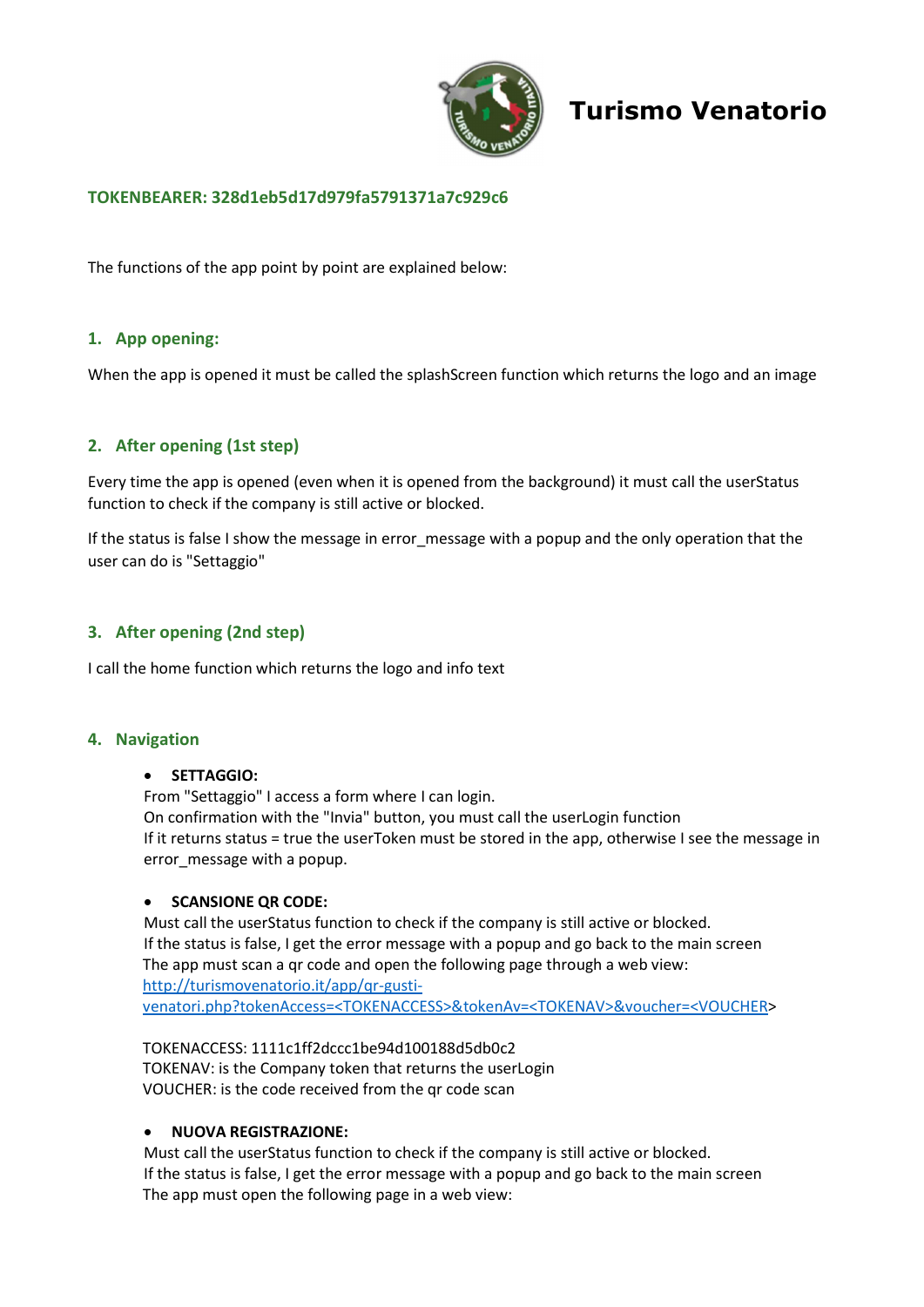# Turismo Venatorio

**TOKENBEARER: 328d1eb5d17d979fa5791371a7c929c6**

The functions of the app point by point are explained below:

## 1. App opening:

When the app is opened it must be called the splashScreen function which returns the logo and an image

## 2. After opening (1st step)

Every time the app is opened (even when it is opened from the background) it must call the userStatus function to check if the company is still active or blocked.

If the status is false I show the message in error_message with a popup and the only operation that the user can do is "Settaggio"

## 3. After opening (2nd step)

I call the home function which returns the logo and info text

## 4. Navigation

- **SETTAGGIO:**
  From "Settaggio" I access a form where I can login.
  On confirmation with the "Invia" button, you must call the userLogin function
  If it returns status = true the userToken must be stored in the app, otherwise I see the message in error_message with a popup.

- **SCANSIONE QR CODE:**
  Must call the userStatus function to check if the company is still active or blocked.
  If the status is false, I get the error message with a popup and go back to the main screen
  The app must scan a qr code and open the following page through a web view:
  http://turismovenatorio.it/app/qr-gusti-venatori.php?tokenAccess=<TOKENACCESS>&tokenAv=<TOKENAV>&voucher=<VOUCHER>

  TOKENACCESS: 1111c1ff2dccc1be94d100188d5db0c2
  TOKENAV: is the Company token that returns the userLogin
  VOUCHER: is the code received from the qr code scan

- **NUOVA REGISTRAZIONE:**
  Must call the userStatus function to check if the company is still active or blocked.
  If the status is false, I get the error message with a popup and go back to the main screen
  The app must open the following page in a web view: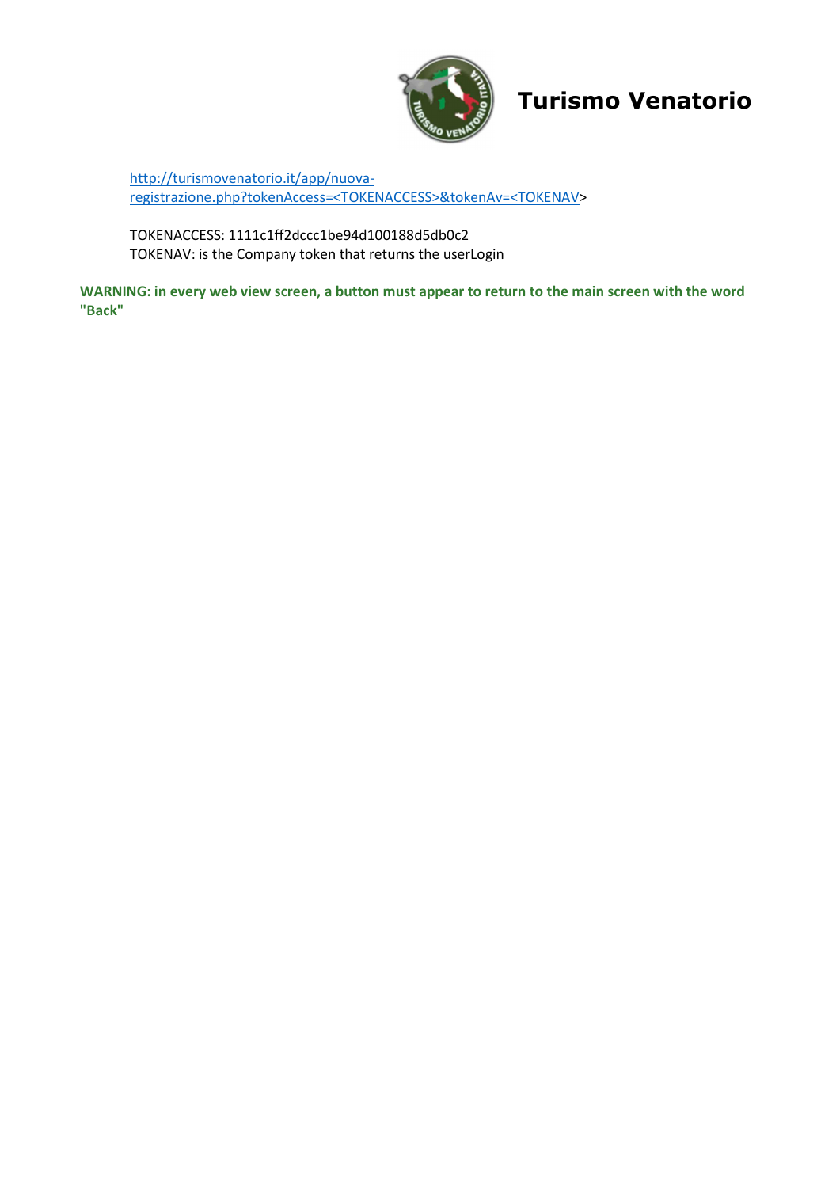http://turismovenatorio.it/app/nuova-registrazione.php?tokenAccess=<TOKENACCESS>&tokenAv=<TOKENAV>

TOKENACCESS: 1111c1ff2dccc1be94d100188d5db0c2
TOKENAV: is the Company token that returns the userLogin

**WARNING: in every web view screen, a button must appear to return to the main screen with the word "Back"**